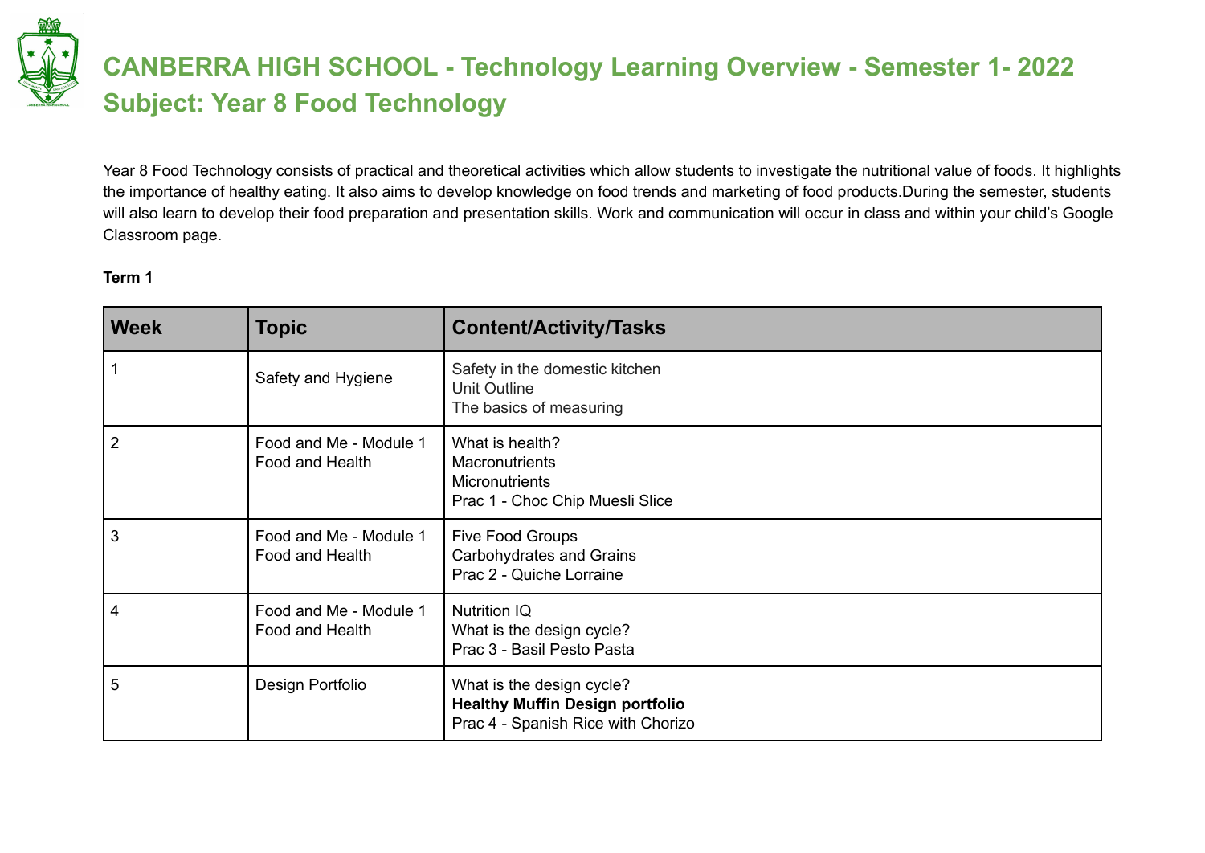# CANBERRA HIGH SCHOOL - Technology Learning Overview - Semester 1- 2022
# Subject: Year 8 Food Technology

Year 8 Food Technology consists of practical and theoretical activities which allow students to investigate the nutritional value of foods. It highlights the importance of healthy eating. It also aims to develop knowledge on food trends and marketing of food products.During the semester, students will also learn to develop their food preparation and presentation skills. Work and communication will occur in class and within your child's Google Classroom page.

**Term 1**

| Week | Topic | Content/Activity/Tasks |
|---|---|---|
| 1 | Safety and Hygiene | Safety in the domestic kitchen<br>Unit Outline<br>The basics of measuring |
| 2 | Food and Me - Module 1<br>Food and Health | What is health?<br>Macronutrients<br>Micronutrients<br>Prac 1 - Choc Chip Muesli Slice |
| 3 | Food and Me - Module 1<br>Food and Health | Five Food Groups<br>Carbohydrates and Grains<br>Prac 2 - Quiche Lorraine |
| 4 | Food and Me - Module 1<br>Food and Health | Nutrition IQ<br>What is the design cycle?<br>Prac 3 - Basil Pesto Pasta |
| 5 | Design Portfolio | What is the design cycle?<br>**Healthy Muffin Design portfolio**<br>Prac 4 - Spanish Rice with Chorizo |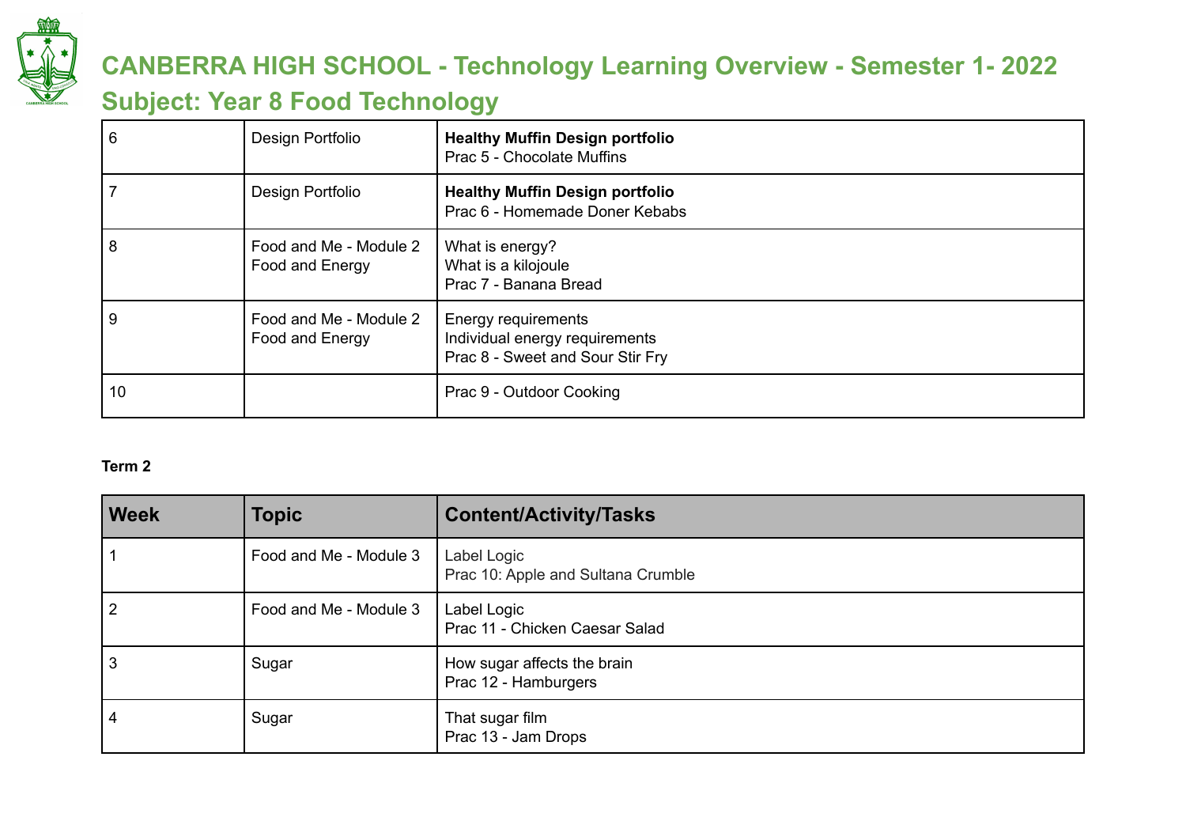# CANBERRA HIGH SCHOOL - Technology Learning Overview - Semester 1- 2022

## Subject: Year 8 Food Technology

| | | |
|---|---|---|
| 6 | Design Portfolio | **Healthy Muffin Design portfolio**<br>Prac 5 - Chocolate Muffins |
| 7 | Design Portfolio | **Healthy Muffin Design portfolio**<br>Prac 6 - Homemade Doner Kebabs |
| 8 | Food and Me - Module 2<br>Food and Energy | What is energy?<br>What is a kilojoule<br>Prac 7 - Banana Bread |
| 9 | Food and Me - Module 2<br>Food and Energy | Energy requirements<br>Individual energy requirements<br>Prac 8 - Sweet and Sour Stir Fry |
| 10 | | Prac 9 - Outdoor Cooking |

**Term 2**

| Week | Topic | Content/Activity/Tasks |
|---|---|---|
| 1 | Food and Me - Module 3 | Label Logic<br>Prac 10: Apple and Sultana Crumble |
| 2 | Food and Me - Module 3 | Label Logic<br>Prac 11 - Chicken Caesar Salad |
| 3 | Sugar | How sugar affects the brain<br>Prac 12 - Hamburgers |
| 4 | Sugar | That sugar film<br>Prac 13 - Jam Drops |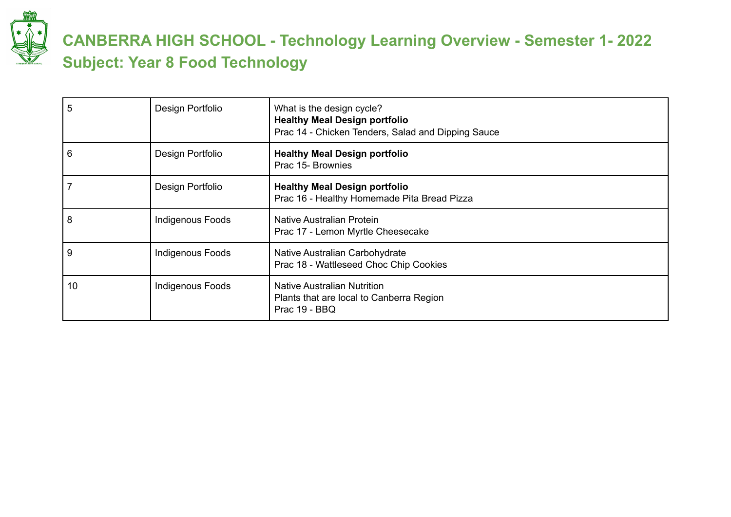# CANBERRA HIGH SCHOOL - Technology Learning Overview - Semester 1- 2022
## Subject: Year 8 Food Technology

| | | |
|---|---|---|
| 5 | Design Portfolio | What is the design cycle?<br>**Healthy Meal Design portfolio**<br>Prac 14 - Chicken Tenders, Salad and Dipping Sauce |
| 6 | Design Portfolio | **Healthy Meal Design portfolio**<br>Prac 15- Brownies |
| 7 | Design Portfolio | **Healthy Meal Design portfolio**<br>Prac 16 - Healthy Homemade Pita Bread Pizza |
| 8 | Indigenous Foods | Native Australian Protein<br>Prac 17 - Lemon Myrtle Cheesecake |
| 9 | Indigenous Foods | Native Australian Carbohydrate<br>Prac 18 - Wattleseed Choc Chip Cookies |
| 10 | Indigenous Foods | Native Australian Nutrition<br>Plants that are local to Canberra Region<br>Prac 19 - BBQ |